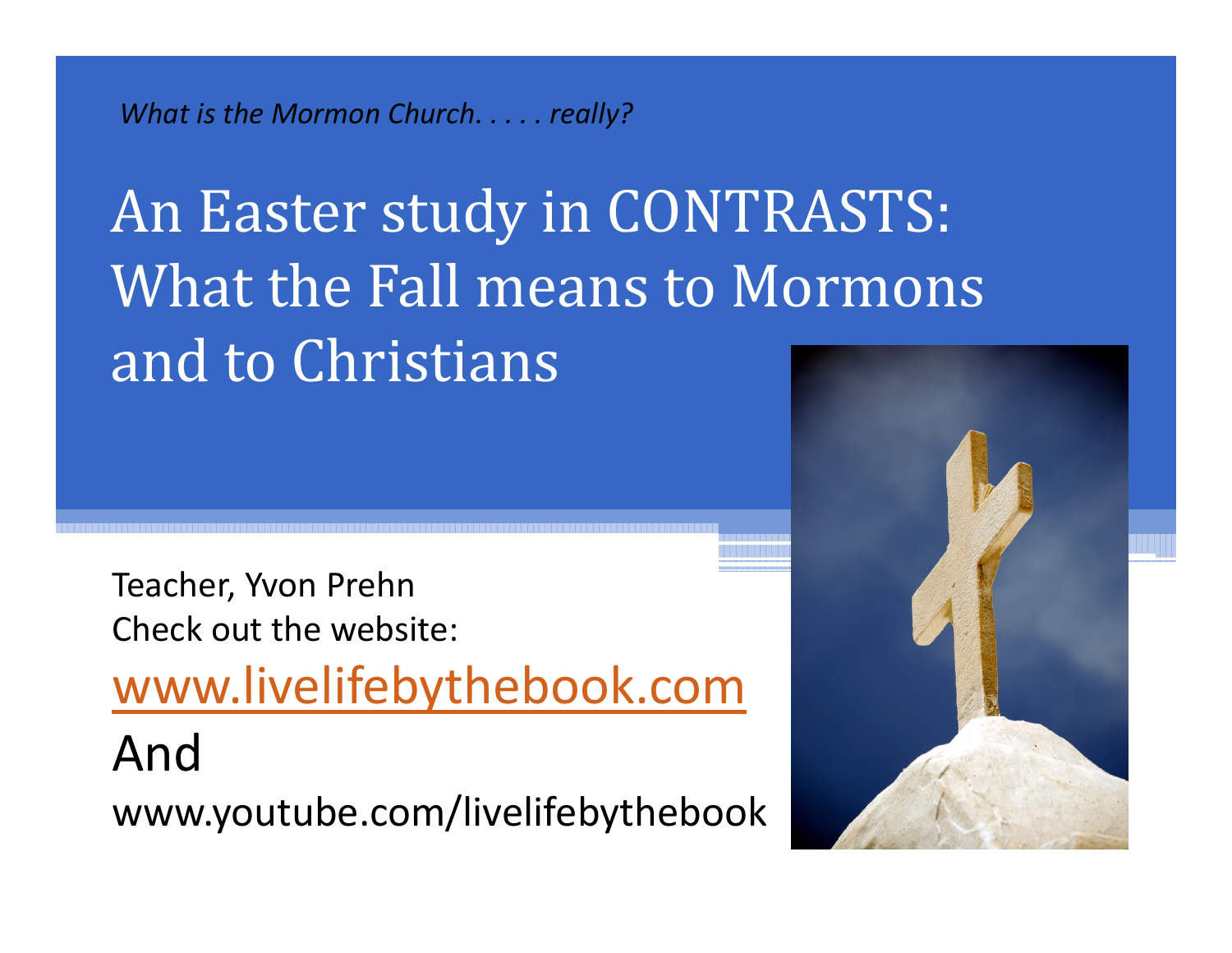*What is the Mormon Church. . . . . really?*

# An Easter study in CONTRASTS: What the Fall means to Mormons and to Christians

Teacher, Yvon Prehn

Check out the website:

www.livelifebythebook.com

And

www.youtube.com/livelifebythebook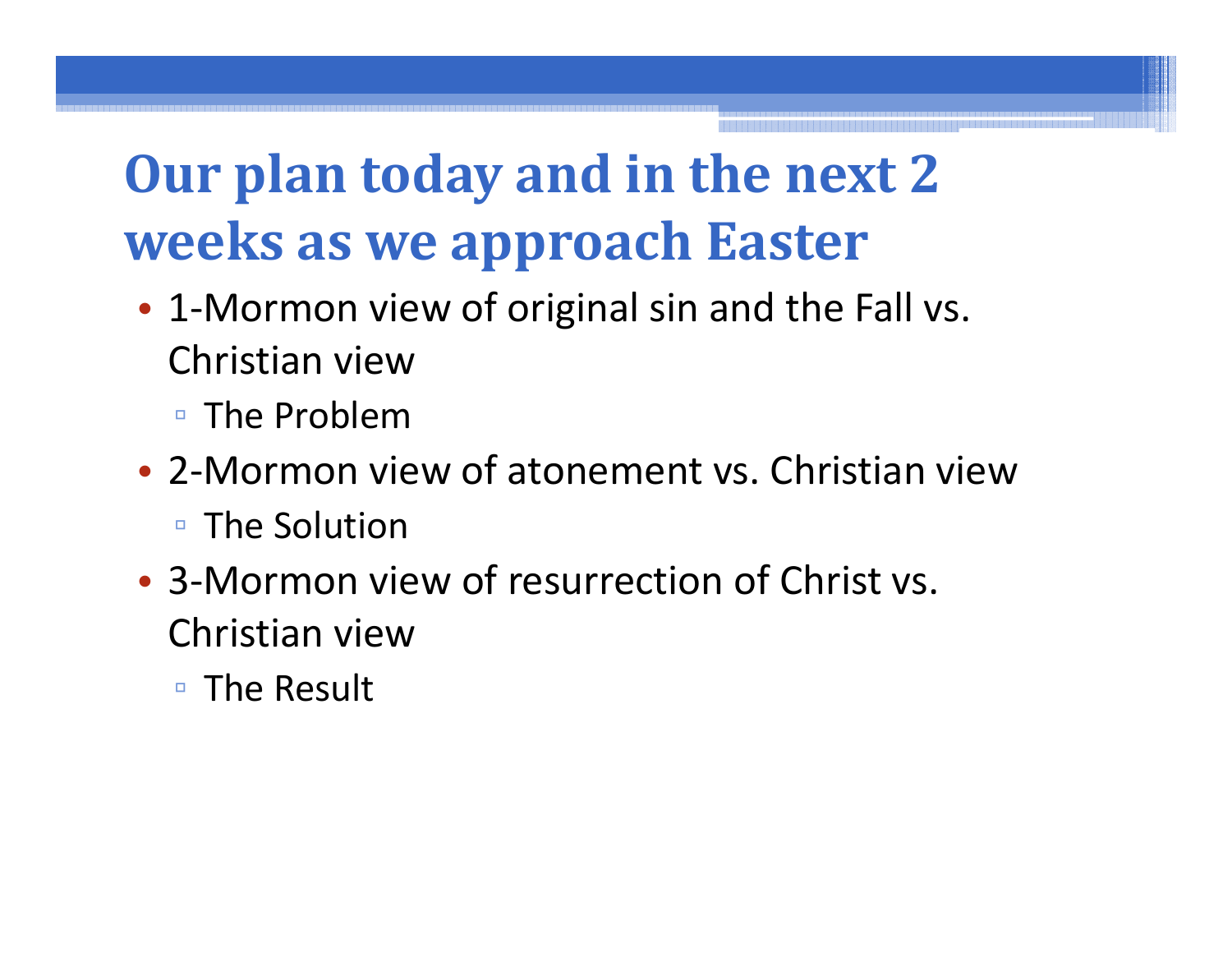# Our plan today and in the next 2 weeks as we approach Easter

- 1-Mormon view of original sin and the Fall vs. Christian view
  - The Problem
- 2-Mormon view of atonement vs. Christian view
  - The Solution
- 3-Mormon view of resurrection of Christ vs. Christian view
  - The Result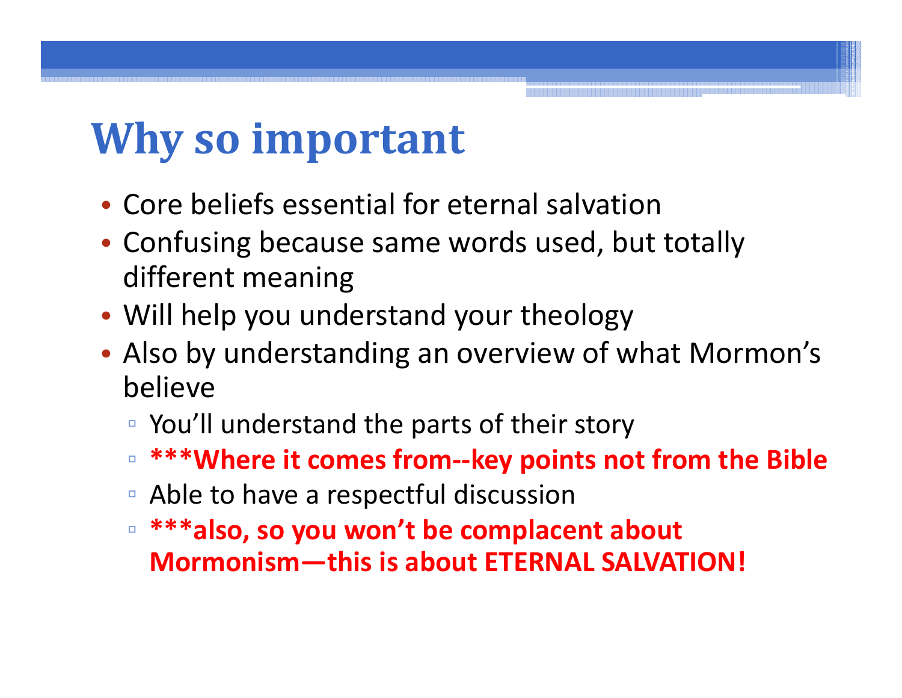# Why so important

- Core beliefs essential for eternal salvation
- Confusing because same words used, but totally different meaning
- Will help you understand your theology
- Also by understanding an overview of what Mormon's believe
  - You'll understand the parts of their story
  - **\*\*\*Where it comes from--key points not from the Bible**
  - Able to have a respectful discussion
  - **\*\*\*also, so you won't be complacent about Mormonism—this is about ETERNAL SALVATION!**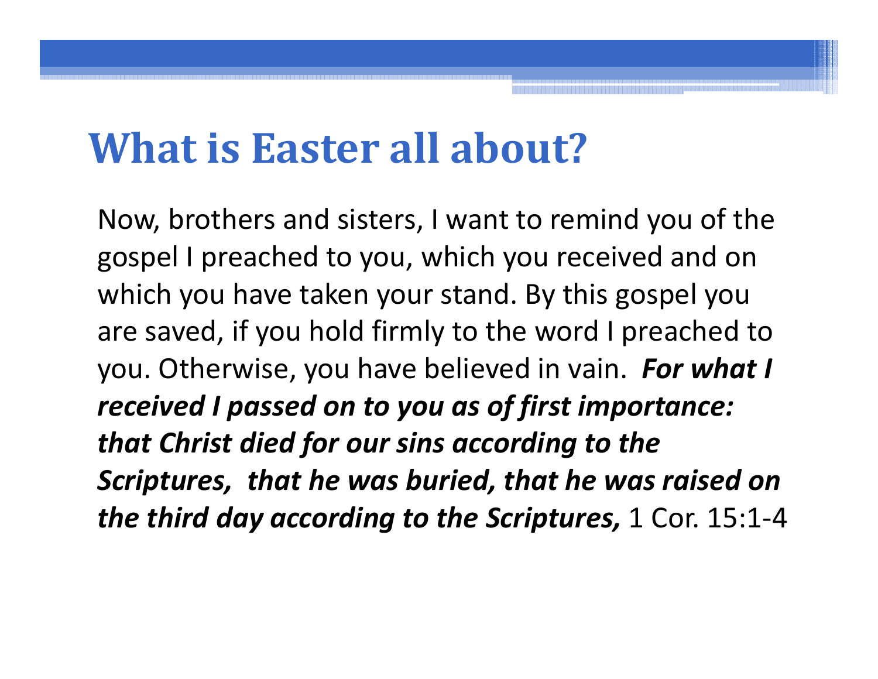# What is Easter all about?

Now, brothers and sisters, I want to remind you of the gospel I preached to you, which you received and on which you have taken your stand. By this gospel you are saved, if you hold firmly to the word I preached to you. Otherwise, you have believed in vain. ***For what I received I passed on to you as of first importance: that Christ died for our sins according to the Scriptures, that he was buried, that he was raised on the third day according to the Scriptures,*** 1 Cor. 15:1-4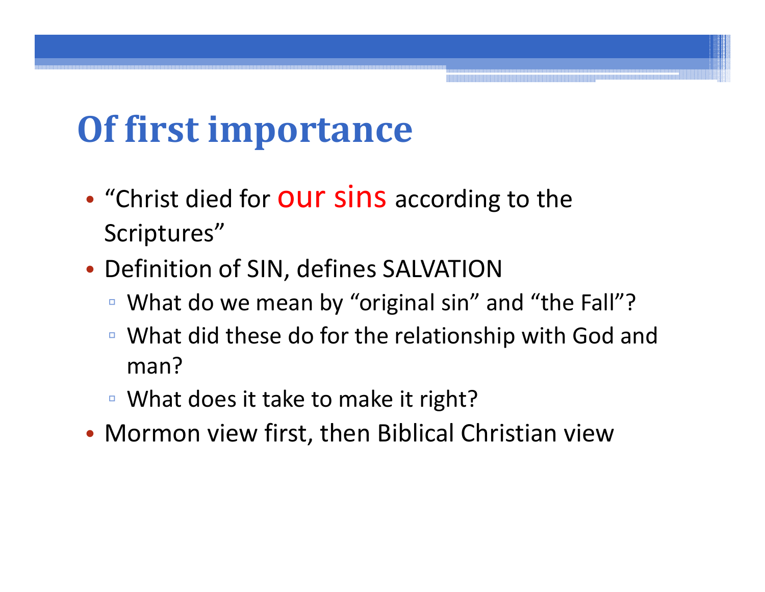# Of first importance

- “Christ died for our sins according to the Scriptures”
- Definition of SIN, defines SALVATION
  - What do we mean by “original sin” and “the Fall”?
  - What did these do for the relationship with God and man?
  - What does it take to make it right?
- Mormon view first, then Biblical Christian view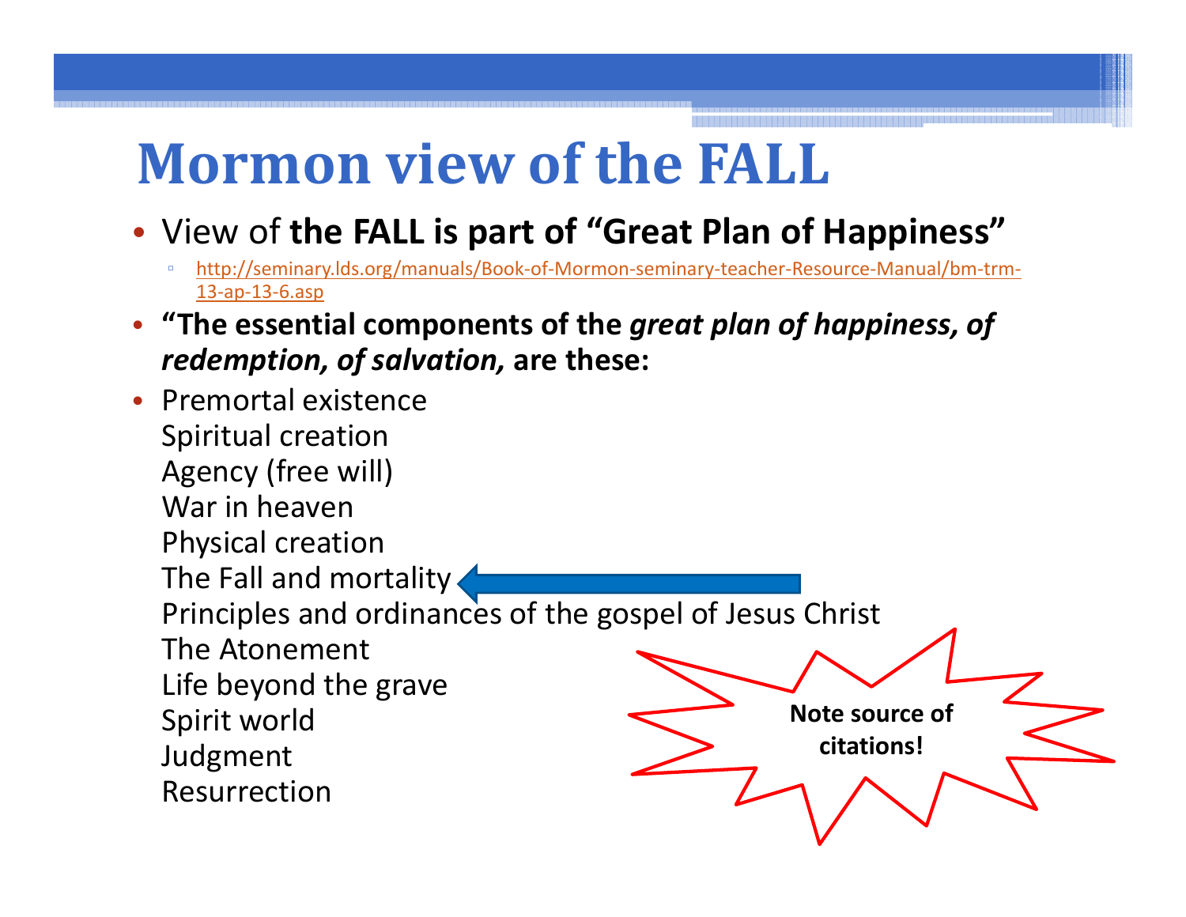# Mormon view of the FALL

- View of **the FALL is part of "Great Plan of Happiness"**
  - http://seminary.lds.org/manuals/Book-of-Mormon-seminary-teacher-Resource-Manual/bm-trm-13-ap-13-6.asp
- **"The essential components of the *great plan of happiness, of redemption, of salvation,* are these:**
- Premortal existence
  Spiritual creation
  Agency (free will)
  War in heaven
  Physical creation
  The Fall and mortality
  Principles and ordinances of the gospel of Jesus Christ
  The Atonement
  Life beyond the grave
  Spirit world
  Judgment
  Resurrection

**Note source of citations!**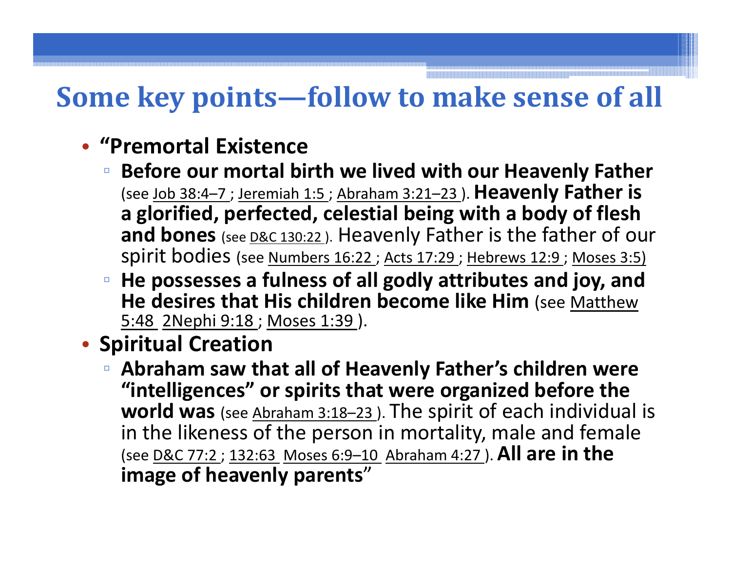# Some key points—follow to make sense of all

- **“Premortal Existence**
  - **Before our mortal birth we lived with our Heavenly Father** (see Job 38:4–7 ; Jeremiah 1:5 ; Abraham 3:21–23 ). **Heavenly Father is a glorified, perfected, celestial being with a body of flesh and bones** (see D&C 130:22 ). Heavenly Father is the father of our spirit bodies (see Numbers 16:22 ; Acts 17:29 ; Hebrews 12:9 ; Moses 3:5)
  - **He possesses a fulness of all godly attributes and joy, and He desires that His children become like Him** (see Matthew 5:48 2Nephi 9:18 ; Moses 1:39 ).
- **Spiritual Creation**
  - **Abraham saw that all of Heavenly Father’s children were “intelligences” or spirits that were organized before the world was** (see Abraham 3:18–23 ). The spirit of each individual is in the likeness of the person in mortality, male and female (see D&C 77:2 ; 132:63 Moses 6:9–10 Abraham 4:27 ). **All are in the image of heavenly parents**”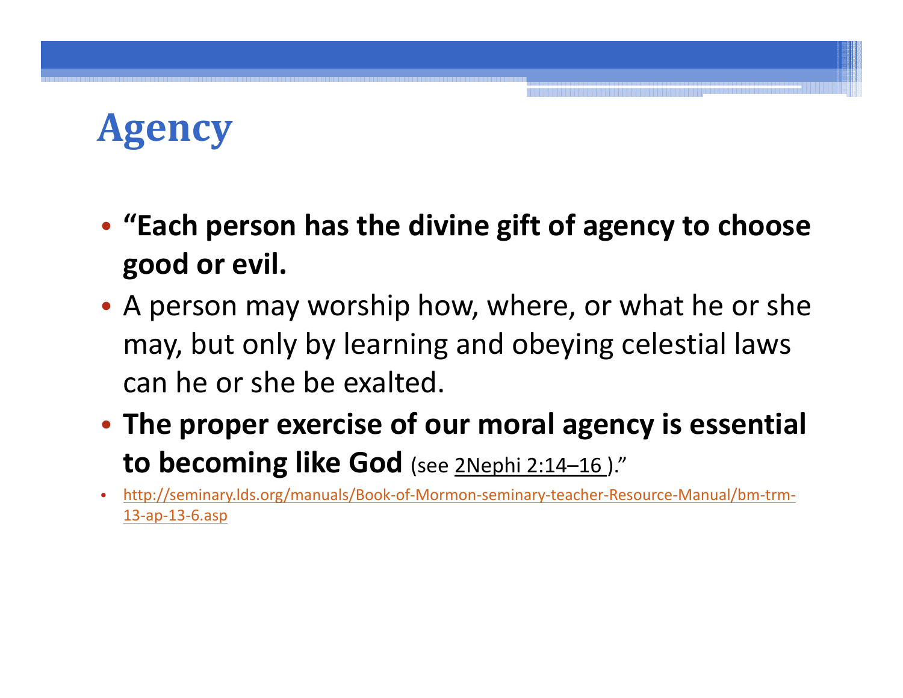# Agency

- **"Each person has the divine gift of agency to choose good or evil.**
- A person may worship how, where, or what he or she may, but only by learning and obeying celestial laws can he or she be exalted.
- **The proper exercise of our moral agency is essential to becoming like God** (see 2Nephi 2:14–16 )."
- http://seminary.lds.org/manuals/Book-of-Mormon-seminary-teacher-Resource-Manual/bm-trm-13-ap-13-6.asp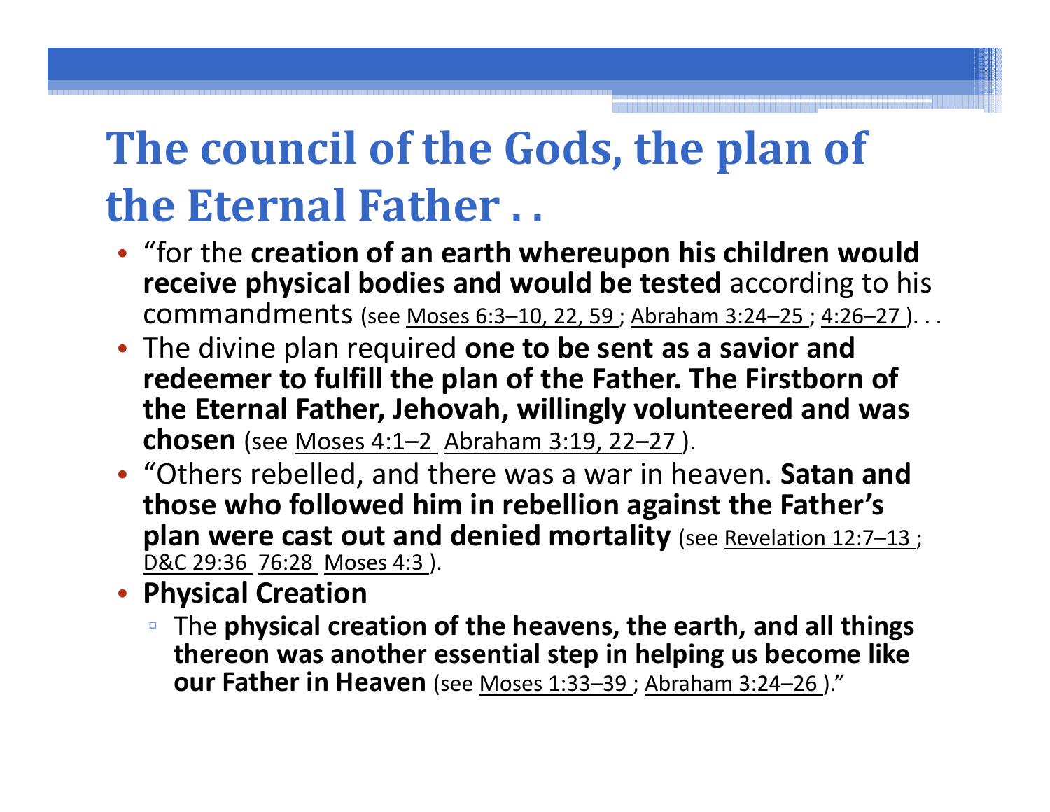# The council of the Gods, the plan of the Eternal Father . .

- "for the **creation of an earth whereupon his children would receive physical bodies and would be tested** according to his commandments (see Moses 6:3–10, 22, 59 ; Abraham 3:24–25 ; 4:26–27 ). . .
- The divine plan required **one to be sent as a savior and redeemer to fulfill the plan of the Father. The Firstborn of the Eternal Father, Jehovah, willingly volunteered and was chosen** (see Moses 4:1–2 Abraham 3:19, 22–27 ).
- "Others rebelled, and there was a war in heaven. **Satan and those who followed him in rebellion against the Father's plan were cast out and denied mortality** (see Revelation 12:7–13 ; D&C 29:36 76:28 Moses 4:3 ).
- **Physical Creation**
  - The **physical creation of the heavens, the earth, and all things thereon was another essential step in helping us become like our Father in Heaven** (see Moses 1:33–39 ; Abraham 3:24–26 )."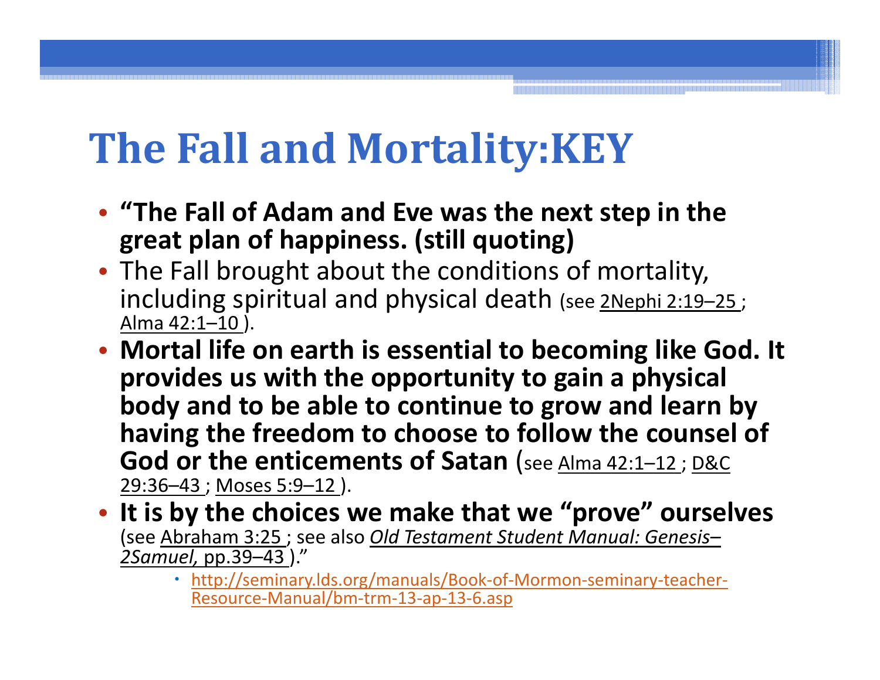# The Fall and Mortality:KEY

- **"The Fall of Adam and Eve was the next step in the great plan of happiness. (still quoting)**
- The Fall brought about the conditions of mortality, including spiritual and physical death (see 2Nephi 2:19–25 ; Alma 42:1–10 ).
- **Mortal life on earth is essential to becoming like God. It provides us with the opportunity to gain a physical body and to be able to continue to grow and learn by having the freedom to choose to follow the counsel of God or the enticements of Satan** (see Alma 42:1–12 ; D&C 29:36–43 ; Moses 5:9–12 ).
- **It is by the choices we make that we "prove" ourselves** (see Abraham 3:25 ; see also *Old Testament Student Manual: Genesis–2Samuel,* pp.39–43 )."
    - http://seminary.lds.org/manuals/Book-of-Mormon-seminary-teacher-Resource-Manual/bm-trm-13-ap-13-6.asp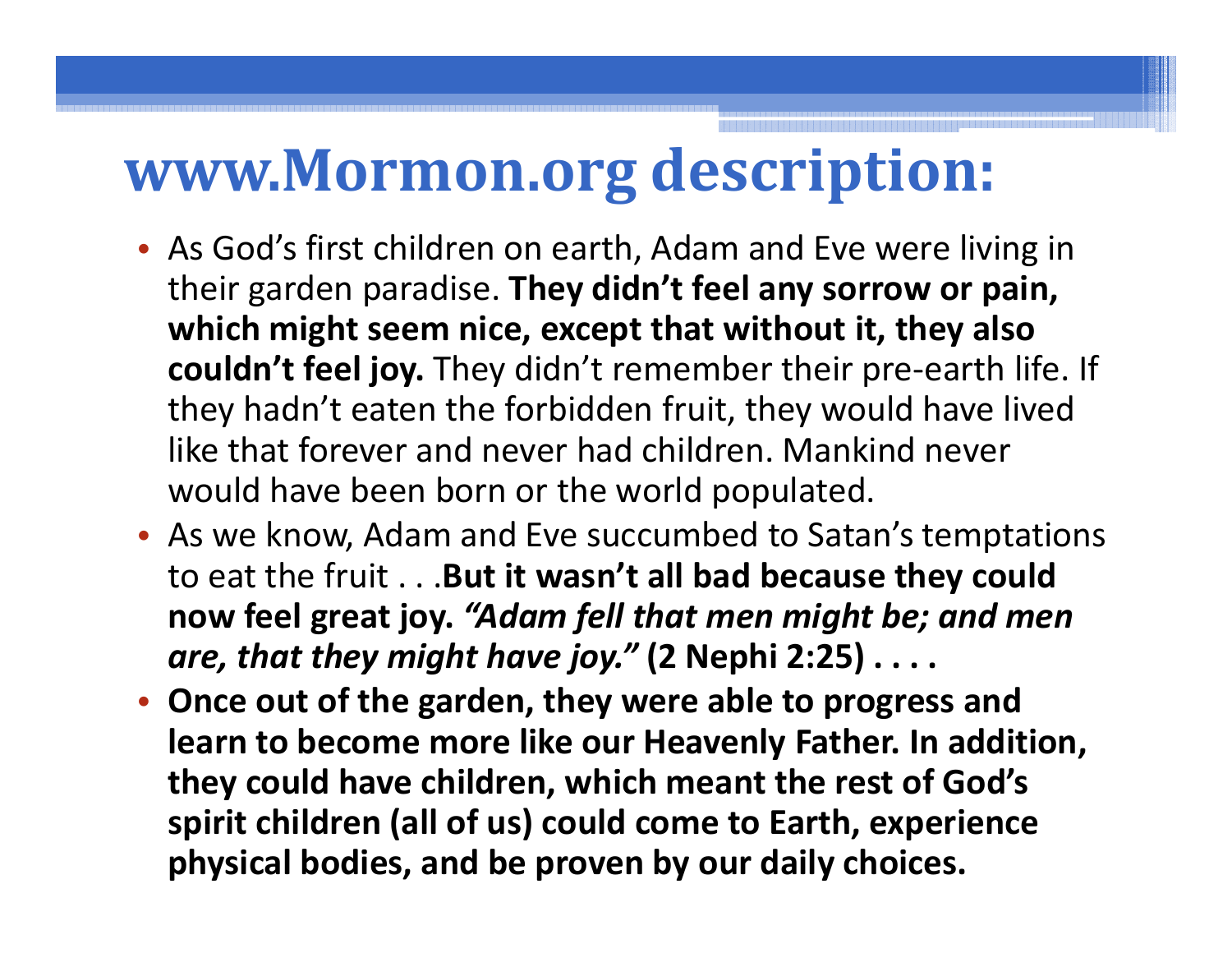# www.Mormon.org description:

- As God’s first children on earth, Adam and Eve were living in their garden paradise. **They didn’t feel any sorrow or pain, which might seem nice, except that without it, they also couldn’t feel joy.** They didn’t remember their pre-earth life. If they hadn’t eaten the forbidden fruit, they would have lived like that forever and never had children. Mankind never would have been born or the world populated.
- As we know, Adam and Eve succumbed to Satan’s temptations to eat the fruit . . .**But it wasn’t all bad because they could now feel great joy.** ***“Adam fell that men might be; and men are, that they might have joy.”*** **(2 Nephi 2:25) . . . .**
- **Once out of the garden, they were able to progress and learn to become more like our Heavenly Father. In addition, they could have children, which meant the rest of God’s spirit children (all of us) could come to Earth, experience physical bodies, and be proven by our daily choices.**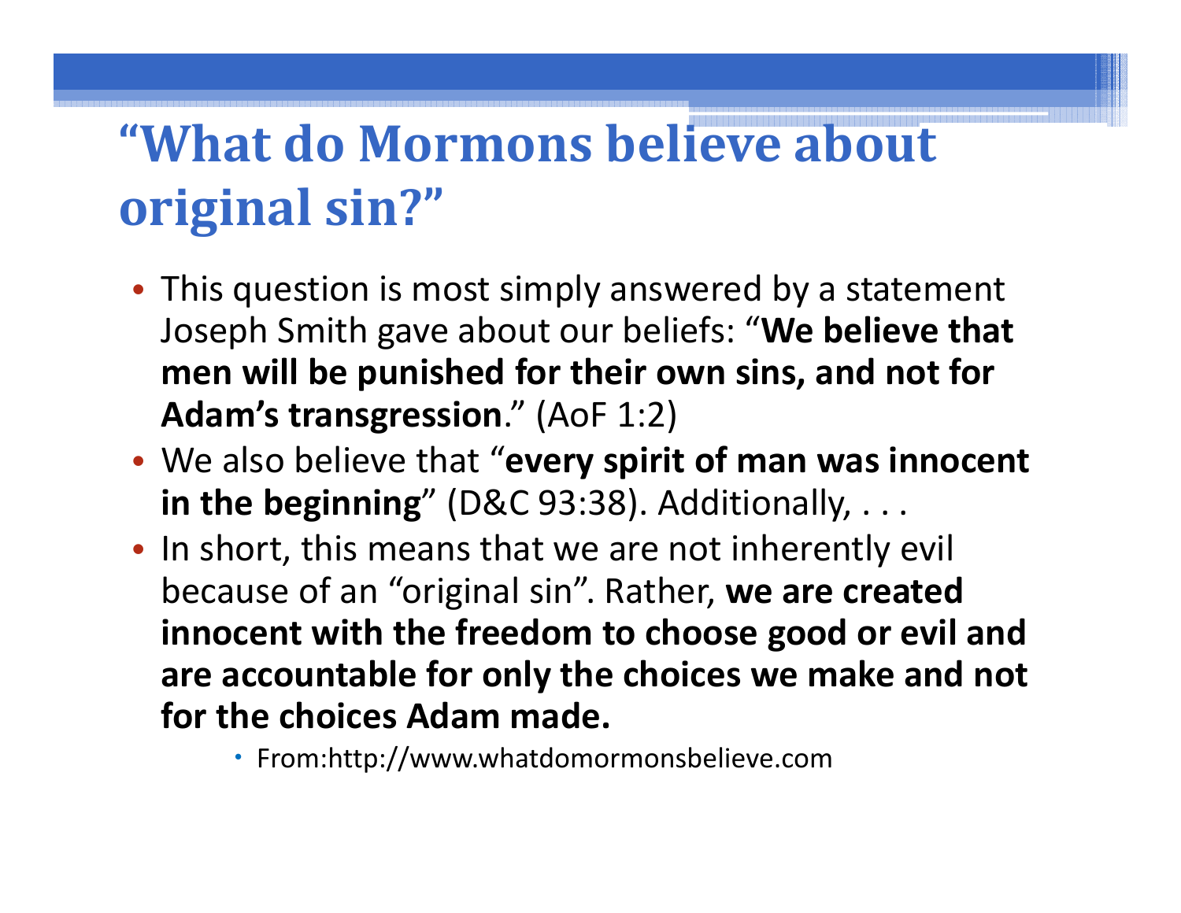# "What do Mormons believe about original sin?"

- This question is most simply answered by a statement Joseph Smith gave about our beliefs: "**We believe that men will be punished for their own sins, and not for Adam's transgression**." (AoF 1:2)
- We also believe that "**every spirit of man was innocent in the beginning**" (D&C 93:38). Additionally, . . .
- In short, this means that we are not inherently evil because of an "original sin". Rather, **we are created innocent with the freedom to choose good or evil and are accountable for only the choices we make and not for the choices Adam made.**
  - From:http://www.whatdomormonsbelieve.com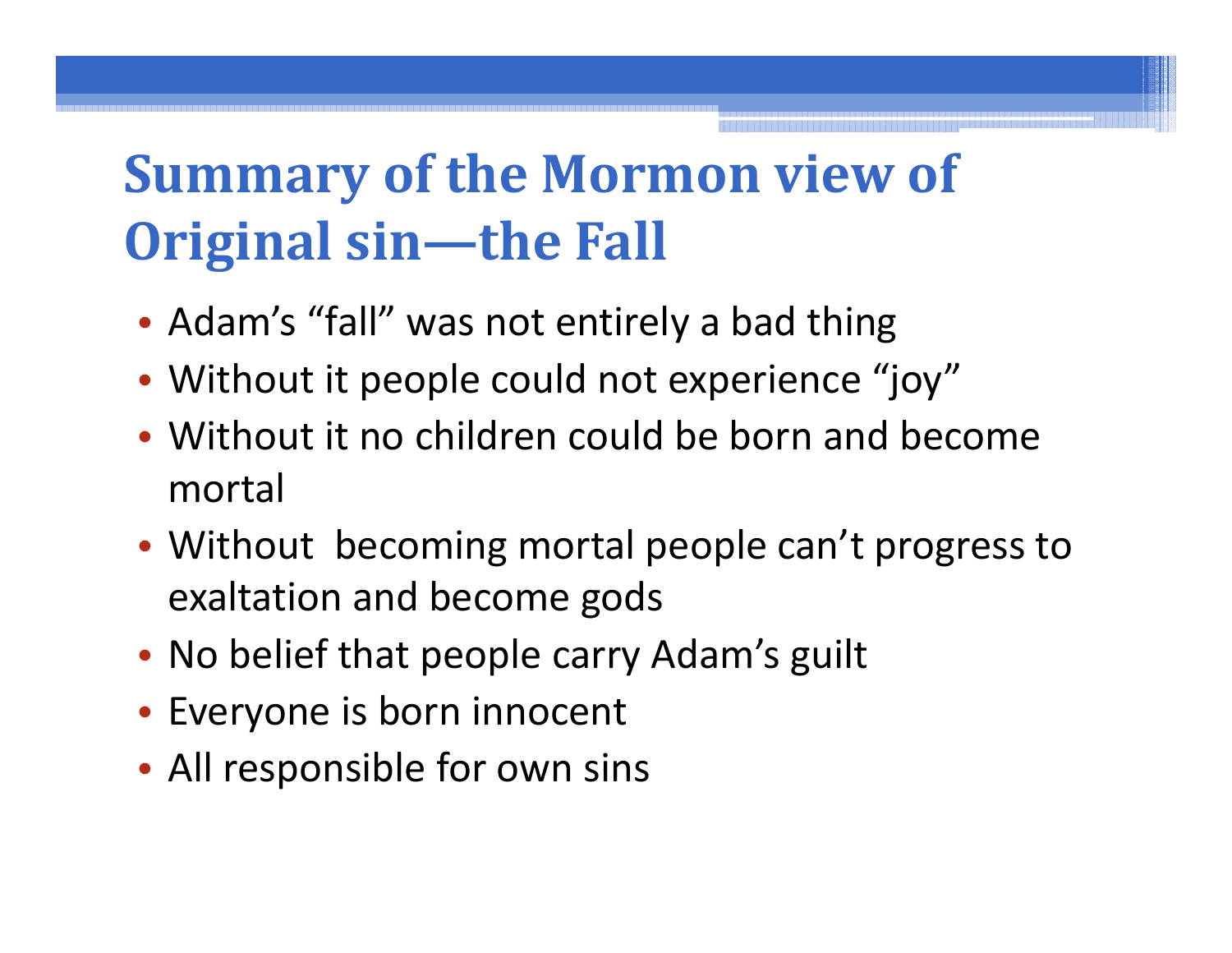# Summary of the Mormon view of Original sin—the Fall

- Adam's "fall" was not entirely a bad thing
- Without it people could not experience "joy"
- Without it no children could be born and become mortal
- Without becoming mortal people can't progress to exaltation and become gods
- No belief that people carry Adam's guilt
- Everyone is born innocent
- All responsible for own sins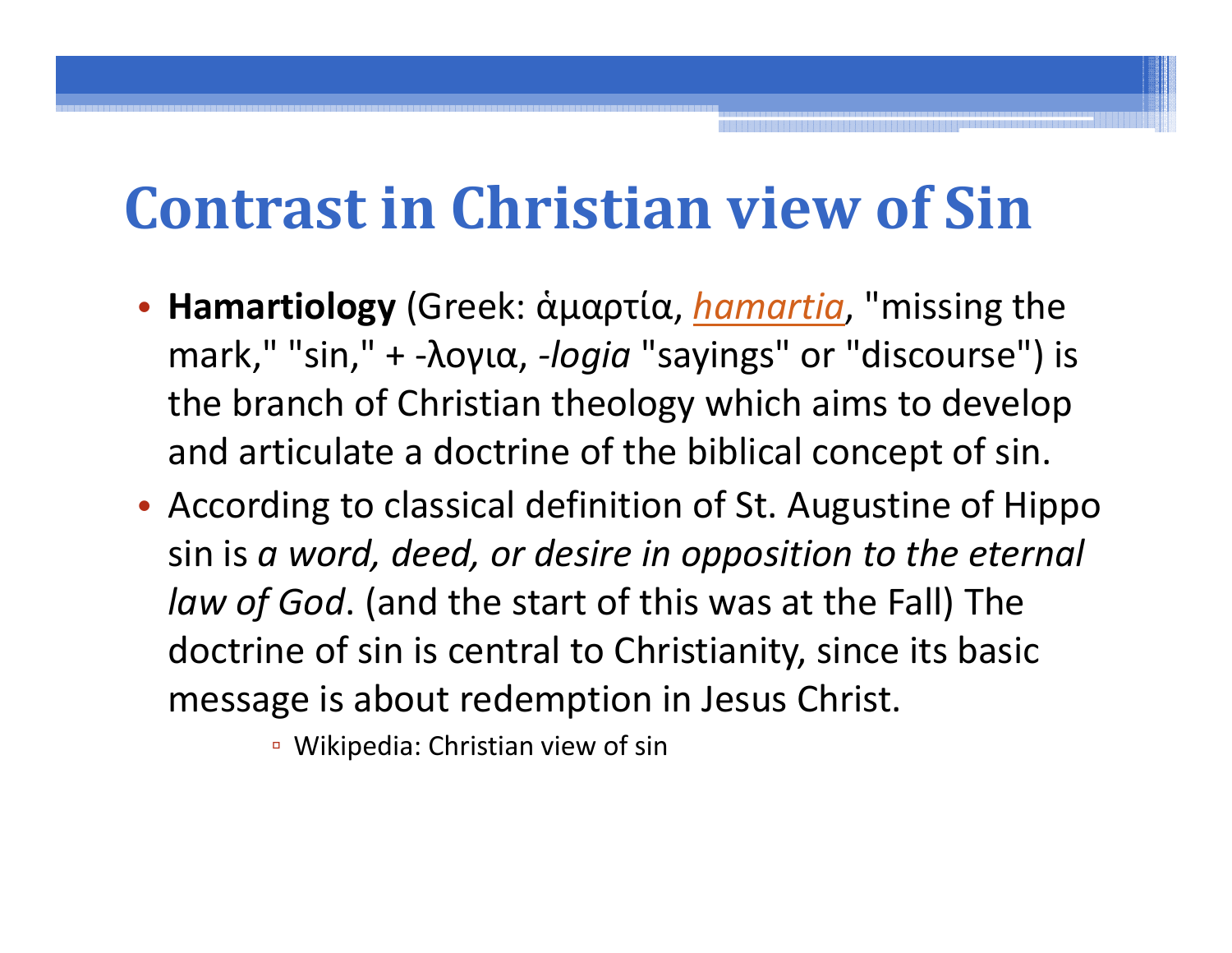# Contrast in Christian view of Sin

- **Hamartiology** (Greek: ἁμαρτία, *hamartia*, "missing the mark," "sin," + -λογια, *-logia* "sayings" or "discourse") is the branch of Christian theology which aims to develop and articulate a doctrine of the biblical concept of sin.
- According to classical definition of St. Augustine of Hippo sin is *a word, deed, or desire in opposition to the eternal law of God*. (and the start of this was at the Fall) The doctrine of sin is central to Christianity, since its basic message is about redemption in Jesus Christ.
  - Wikipedia: Christian view of sin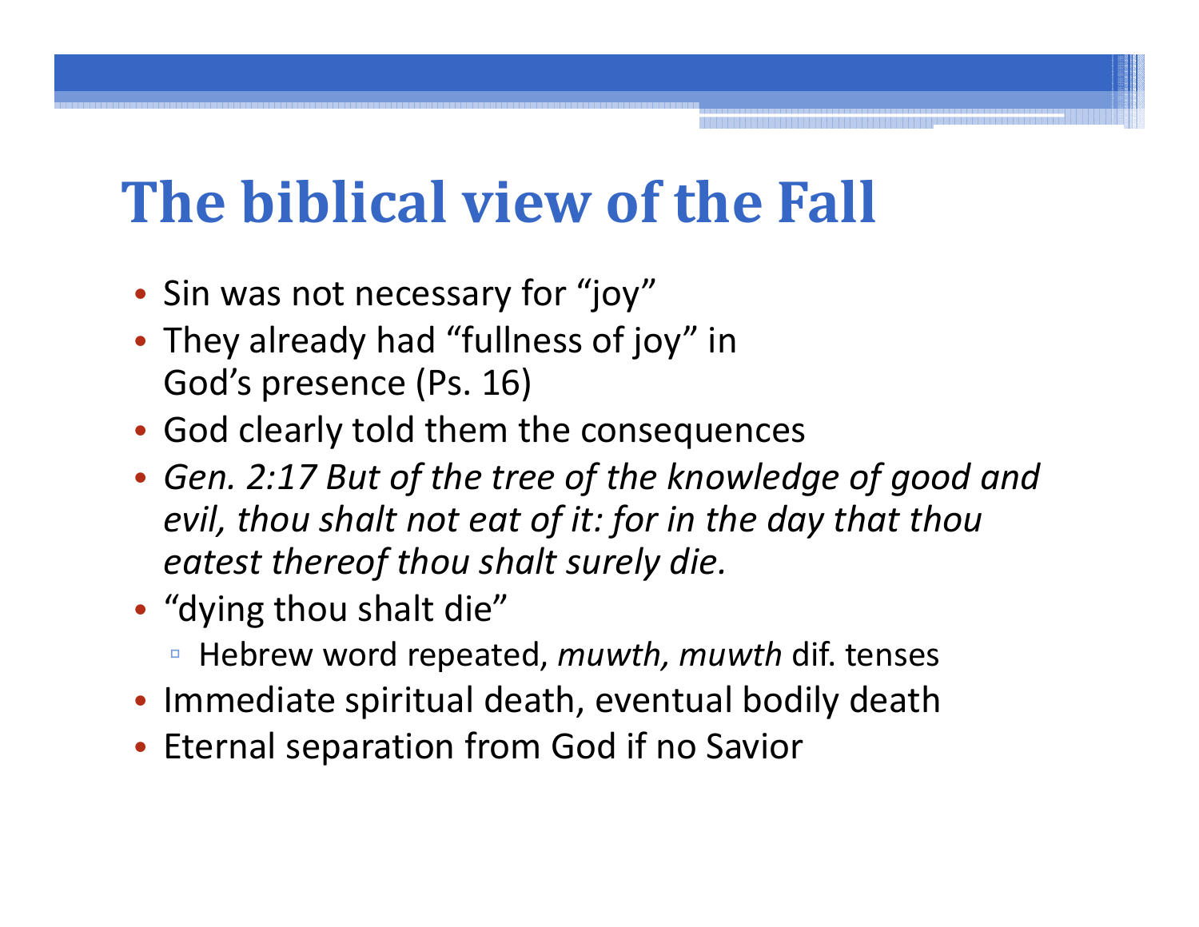# The biblical view of the Fall

- Sin was not necessary for "joy"
- They already had "fullness of joy" in God's presence (Ps. 16)
- God clearly told them the consequences
- *Gen. 2:17 But of the tree of the knowledge of good and evil, thou shalt not eat of it: for in the day that thou eatest thereof thou shalt surely die.*
- "dying thou shalt die"
  - Hebrew word repeated, *muwth, muwth* dif. tenses
- Immediate spiritual death, eventual bodily death
- Eternal separation from God if no Savior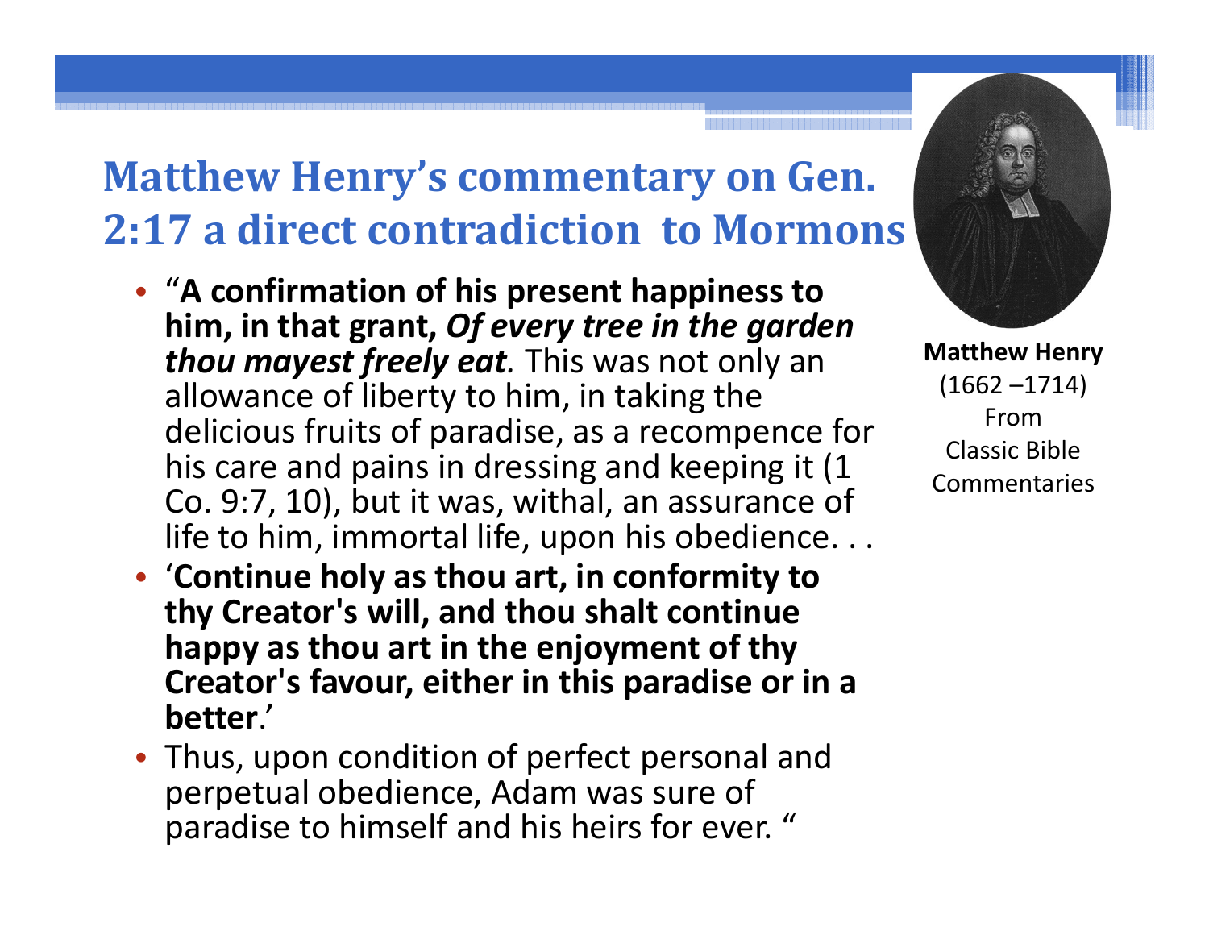# Matthew Henry's commentary on Gen. 2:17 a direct contradiction to Mormons

- "**A confirmation of his present happiness to him, in that grant, *Of every tree in the garden thou mayest freely eat.*** This was not only an allowance of liberty to him, in taking the delicious fruits of paradise, as a recompence for his care and pains in dressing and keeping it (1 Co. 9:7, 10), but it was, withal, an assurance of life to him, immortal life, upon his obedience. . .
- '**Continue holy as thou art, in conformity to thy Creator's will, and thou shalt continue happy as thou art in the enjoyment of thy Creator's favour, either in this paradise or in a better**.'
- Thus, upon condition of perfect personal and perpetual obedience, Adam was sure of paradise to himself and his heirs for ever. "

**Matthew Henry**
(1662 –1714)
From
Classic Bible
Commentaries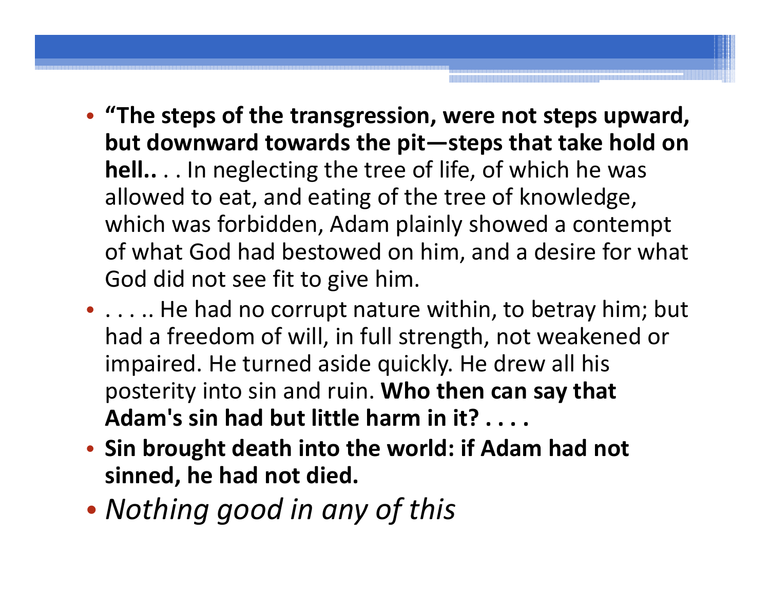- **"The steps of the transgression, were not steps upward, but downward towards the pit—steps that take hold on hell..** . . In neglecting the tree of life, of which he was allowed to eat, and eating of the tree of knowledge, which was forbidden, Adam plainly showed a contempt of what God had bestowed on him, and a desire for what God did not see fit to give him.
- . . . .. He had no corrupt nature within, to betray him; but had a freedom of will, in full strength, not weakened or impaired. He turned aside quickly. He drew all his posterity into sin and ruin. **Who then can say that Adam's sin had but little harm in it? . . . .**
- **Sin brought death into the world: if Adam had not sinned, he had not died.**
- *Nothing good in any of this*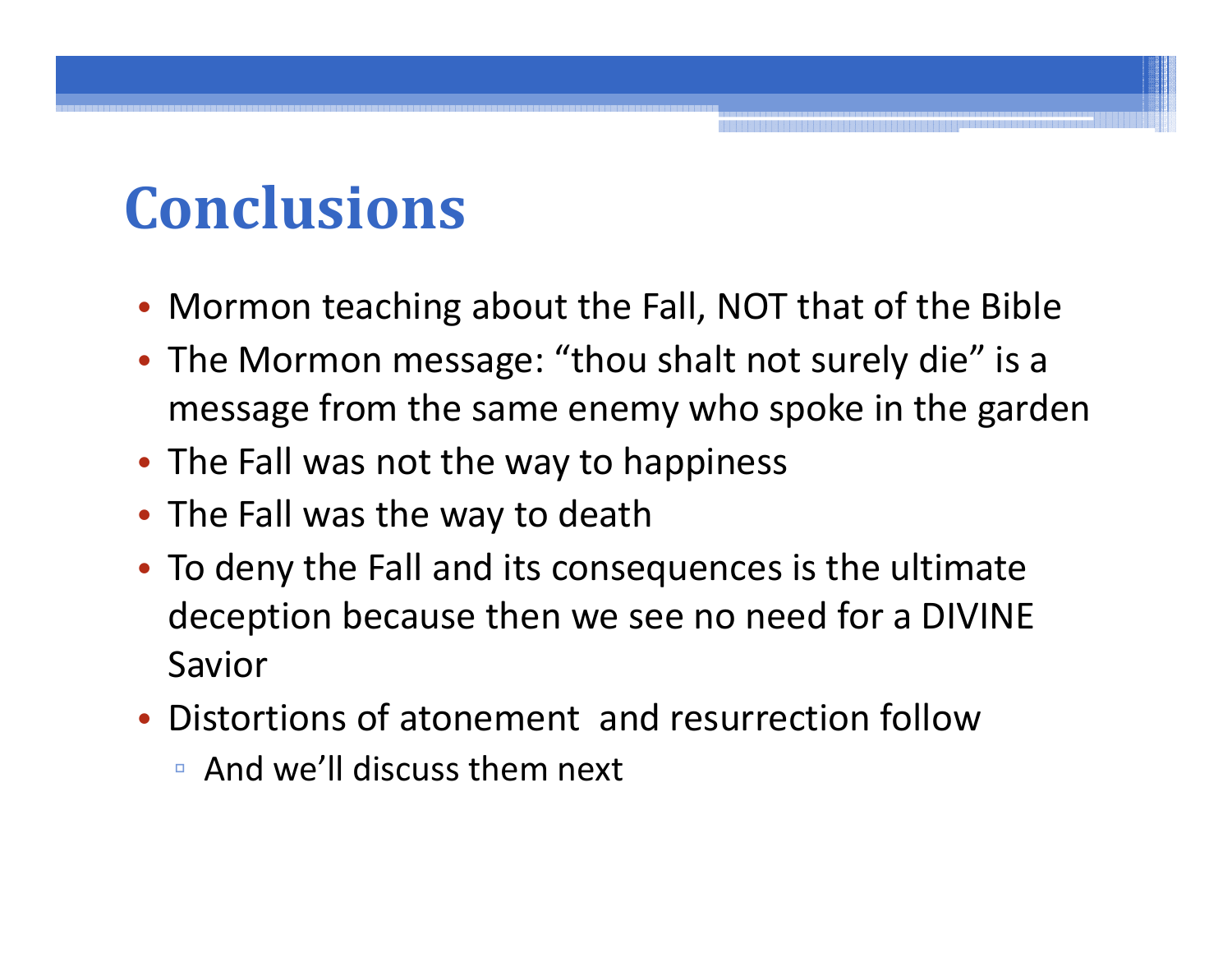# Conclusions

- Mormon teaching about the Fall, NOT that of the Bible
- The Mormon message: "thou shalt not surely die" is a message from the same enemy who spoke in the garden
- The Fall was not the way to happiness
- The Fall was the way to death
- To deny the Fall and its consequences is the ultimate deception because then we see no need for a DIVINE Savior
- Distortions of atonement and resurrection follow
  - And we'll discuss them next